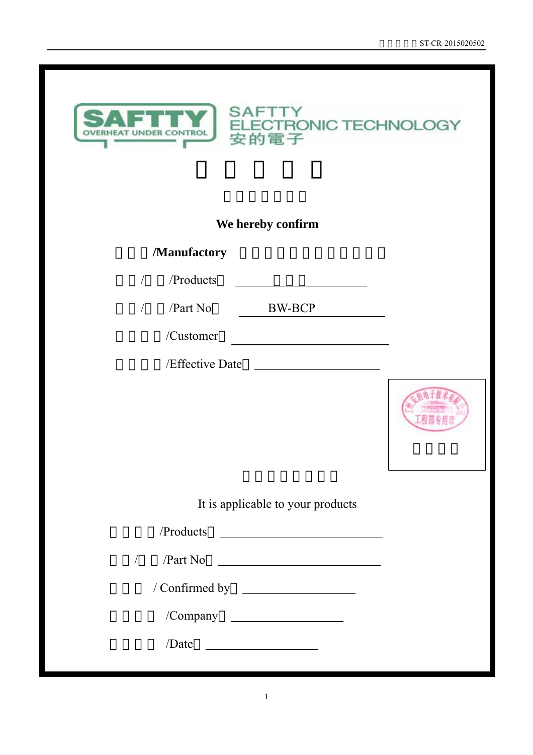SAFTTY
OVERHEAT UNDER CONTROL

SAFTTY
ELECTRONIC TECHNOLOGY
安的電子

# 

**We hereby confirm**

**/Manufactory**

/ /Products：

/ /Part No： BW-BCP

/Customer：

/Effective Date：

It is applicable to your products

/Products：

/ /Part No：

/ Confirmed by：

/Company：

/Date：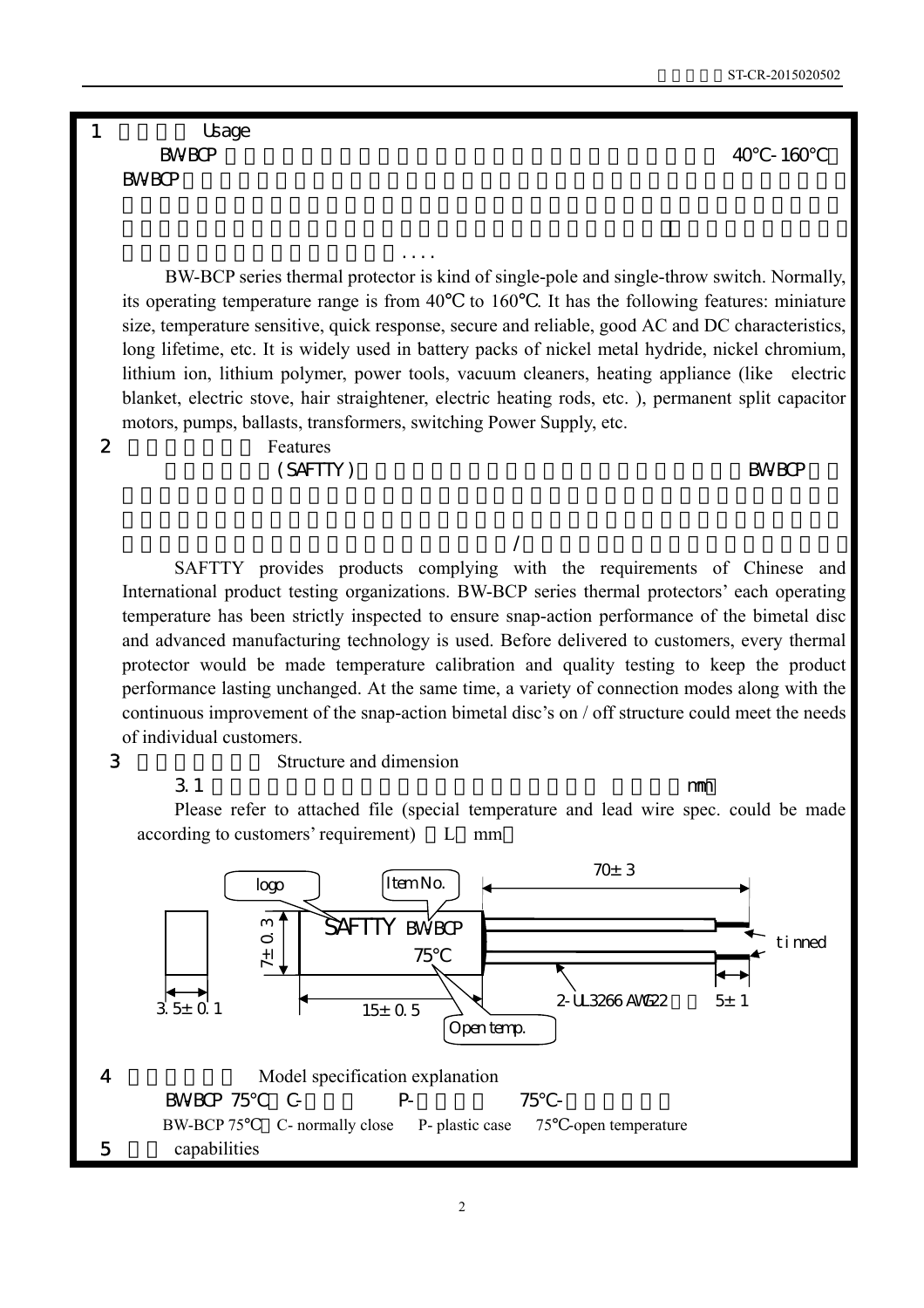1　Usage

BW-BCP　40℃-160℃

BW-BCP

. . . .

BW-BCP series thermal protector is kind of single-pole and single-throw switch. Normally, its operating temperature range is from 40℃ to 160℃. It has the following features: miniature size, temperature sensitive, quick response, secure and reliable, good AC and DC characteristics, long lifetime, etc. It is widely used in battery packs of nickel metal hydride, nickel chromium, lithium ion, lithium polymer, power tools, vacuum cleaners, heating appliance (like electric blanket, electric stove, hair straightener, electric heating rods, etc. ), permanent split capacitor motors, pumps, ballasts, transformers, switching Power Supply, etc.

2　Features

(SAFTTY)　BW-BCP

/　mm

SAFTTY provides products complying with the requirements of Chinese and International product testing organizations. BW-BCP series thermal protectors' each operating temperature has been strictly inspected to ensure snap-action performance of the bimetal disc and advanced manufacturing technology is used. Before delivered to customers, every thermal protector would be made temperature calibration and quality testing to keep the product performance lasting unchanged. At the same time, a variety of connection modes along with the continuous improvement of the snap-action bimetal disc's on / off structure could meet the needs of individual customers.

3　Structure and dimension

3.1　mm

Please refer to attached file (special temperature and lead wire spec. could be made according to customers' requirement)　L　mm

logo　Item No.　70±3

SAFTTY BW-BCP 75℃

7±0.3　tinned

3.5±0.1　15±0.5　2-UL3266 AWG22　5±1

Open temp.

4　Model specification explanation

BW-BCP 75℃　C-　P-　75℃-

BW-BCP 75℃　C- normally close　P- plastic case　75℃-open temperature

5　capabilities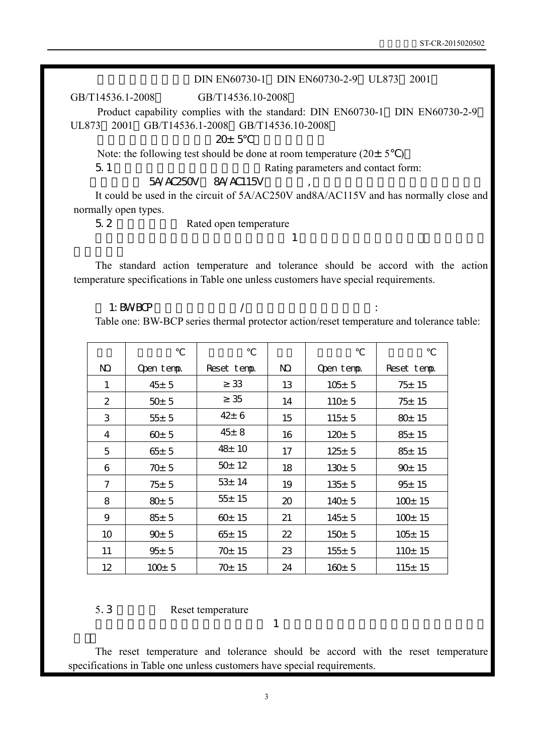DIN EN60730-1 DIN EN60730-2-9 UL873 2001

GB/T14536.1-2008 GB/T14536.10-2008

Product capability complies with the standard: DIN EN60730-1 DIN EN60730-2-9 UL873 2001 GB/T14536.1-2008 GB/T14536.10-2008

20± 5℃

Note: the following test should be done at room temperature (20± 5℃)

5.1 Rating parameters and contact form:

5A/AC250V 8A/AC115V ,

It could be used in the circuit of 5A/AC250V and8A/AC115V and has normally close and normally open types.

5.2 Rated open temperature

1

The standard action temperature and tolerance should be accord with the action temperature specifications in Table one unless customers have special requirements.

1: BW-BCP / :

Table one: BW-BCP series thermal protector action/reset temperature and tolerance table:

| NO. | ℃ Open temp. | ℃ Reset temp. | NO. | ℃ Open temp. | ℃ Reset temp. |
|---|---|---|---|---|---|
| 1 | 45± 5 | ≥ 33 | 13 | 105± 5 | 75± 15 |
| 2 | 50± 5 | ≥ 35 | 14 | 110± 5 | 75± 15 |
| 3 | 55± 5 | 42± 6 | 15 | 115± 5 | 80± 15 |
| 4 | 60± 5 | 45± 8 | 16 | 120± 5 | 85± 15 |
| 5 | 65± 5 | 48± 10 | 17 | 125± 5 | 85± 15 |
| 6 | 70± 5 | 50± 12 | 18 | 130± 5 | 90± 15 |
| 7 | 75± 5 | 53± 14 | 19 | 135± 5 | 95± 15 |
| 8 | 80± 5 | 55± 15 | 20 | 140± 5 | 100± 15 |
| 9 | 85± 5 | 60± 15 | 21 | 145± 5 | 100± 15 |
| 10 | 90± 5 | 65± 15 | 22 | 150± 5 | 105± 15 |
| 11 | 95± 5 | 70± 15 | 23 | 155± 5 | 110± 15 |
| 12 | 100± 5 | 70± 15 | 24 | 160± 5 | 115± 15 |

5.3 Reset temperature

1

The reset temperature and tolerance should be accord with the reset temperature specifications in Table one unless customers have special requirements.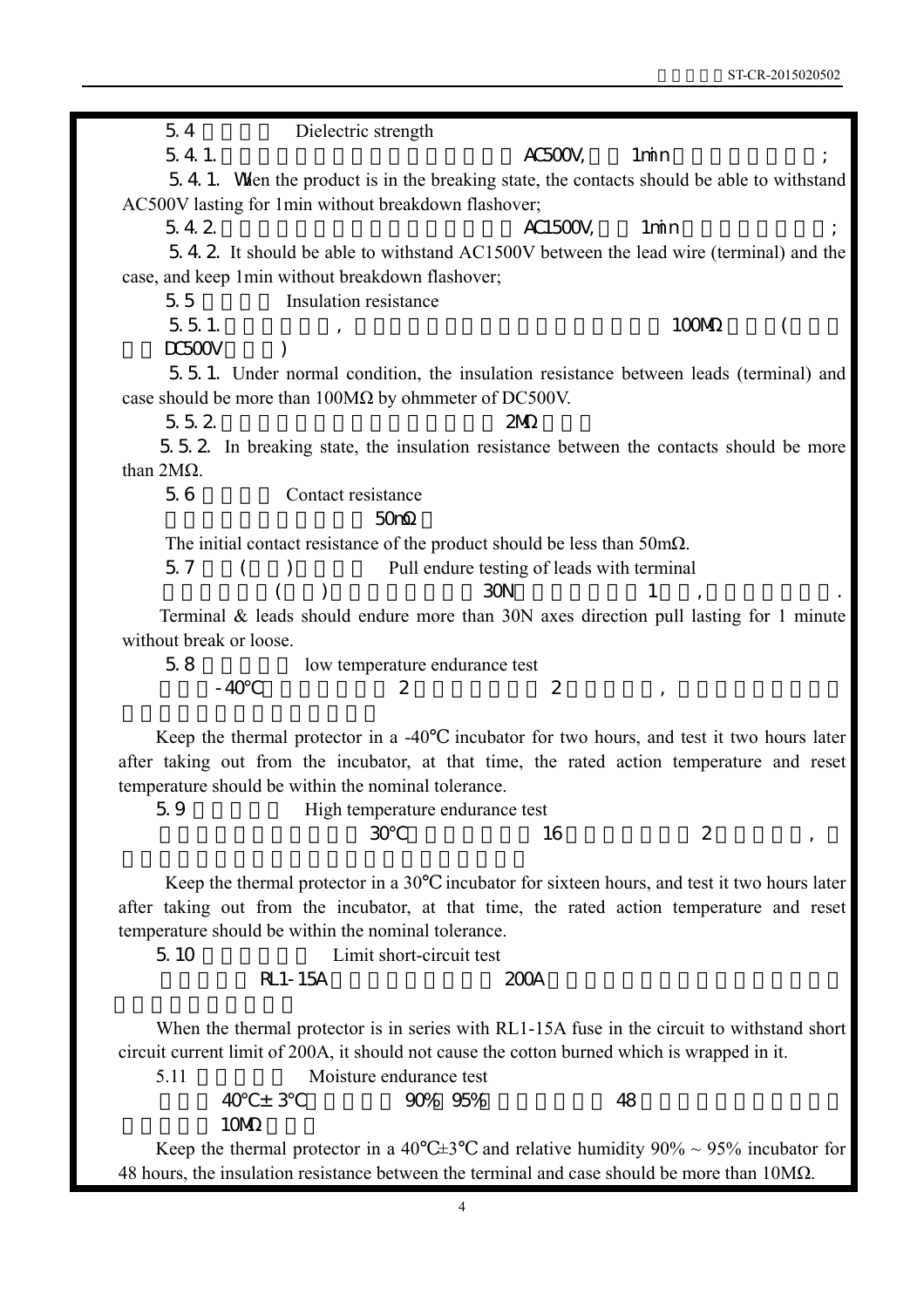5.4 Dielectric strength

5.4.1. AC500V, 1min ;

5.4.1. When the product is in the breaking state, the contacts should be able to withstand AC500V lasting for 1min without breakdown flashover;

5.4.2. AC1500V, 1min ;

5.4.2. It should be able to withstand AC1500V between the lead wire (terminal) and the case, and keep 1min without breakdown flashover;

5.5 Insulation resistance

5.5.1. , 100MΩ ( DC500V )

5.5.1. Under normal condition, the insulation resistance between leads (terminal) and case should be more than 100MΩ by ohmmeter of DC500V.

5.5.2. 2MΩ

5.5.2. In breaking state, the insulation resistance between the contacts should be more than 2MΩ.

5.6 Contact resistance

50mΩ

The initial contact resistance of the product should be less than 50mΩ.

5.7 ( ) Pull endure testing of leads with terminal

( ) 30N 1 , .

Terminal & leads should endure more than 30N axes direction pull lasting for 1 minute without break or loose.

5.8 low temperature endurance test

-40℃ 2 2 ,

Keep the thermal protector in a -40℃ incubator for two hours, and test it two hours later after taking out from the incubator, at that time, the rated action temperature and reset temperature should be within the nominal tolerance.

5.9 High temperature endurance test

30℃ 16 2 ,

Keep the thermal protector in a 30℃ incubator for sixteen hours, and test it two hours later after taking out from the incubator, at that time, the rated action temperature and reset temperature should be within the nominal tolerance.

5.10 Limit short-circuit test

RL1-15A 200A

When the thermal protector is in series with RL1-15A fuse in the circuit to withstand short circuit current limit of 200A, it should not cause the cotton burned which is wrapped in it.

5.11 Moisture endurance test

40℃±3℃ 90% 95% 48

10MΩ

Keep the thermal protector in a 40℃±3℃ and relative humidity 90% ~ 95% incubator for 48 hours, the insulation resistance between the terminal and case should be more than 10MΩ.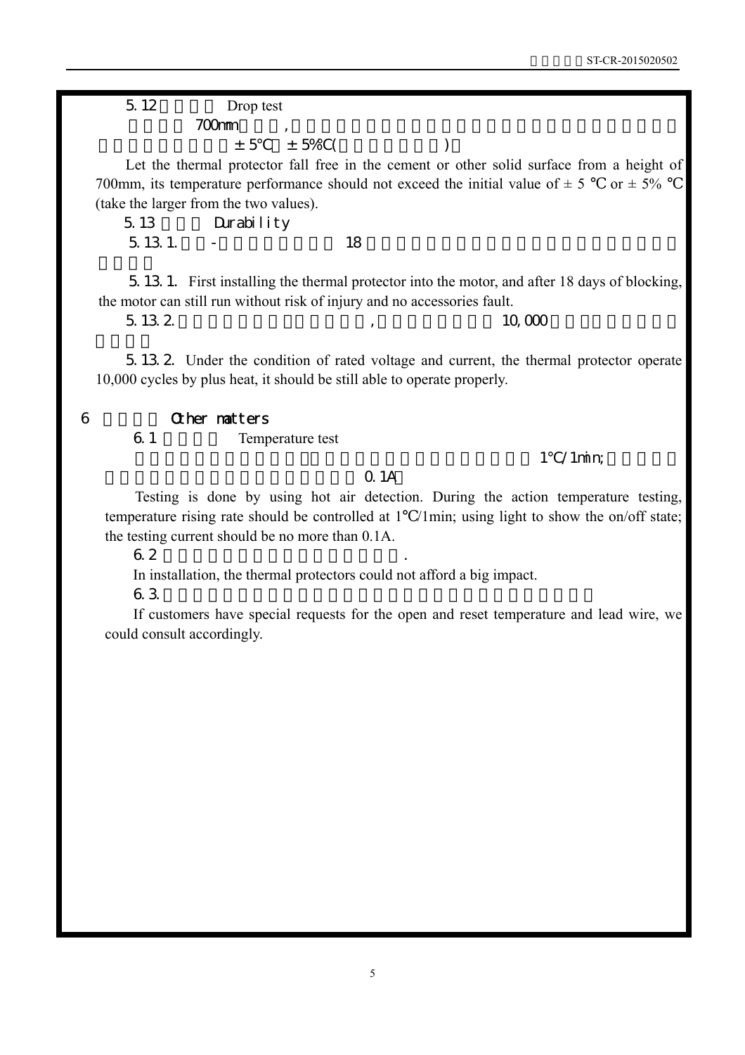5.12 Drop test

700mm ,
±5℃ ±5%C( )

Let the thermal protector fall free in the cement or other solid surface from a height of 700mm, its temperature performance should not exceed the initial value of ± 5 ℃ or ± 5% ℃ (take the larger from the two values).

5.13 Durability

5.13.1. - 18

5.13.1. First installing the thermal protector into the motor, and after 18 days of blocking, the motor can still run without risk of injury and no accessories fault.

5.13.2. , 10,000

5.13.2. Under the condition of rated voltage and current, the thermal protector operate 10,000 cycles by plus heat, it should be still able to operate properly.

## 6 Other matters

6.1 Temperature test

1℃/1min;
0.1A

Testing is done by using hot air detection. During the action temperature testing, temperature rising rate should be controlled at 1℃/1min; using light to show the on/off state; the testing current should be no more than 0.1A.

6.2 .

In installation, the thermal protectors could not afford a big impact.

6.3.

If customers have special requests for the open and reset temperature and lead wire, we could consult accordingly.